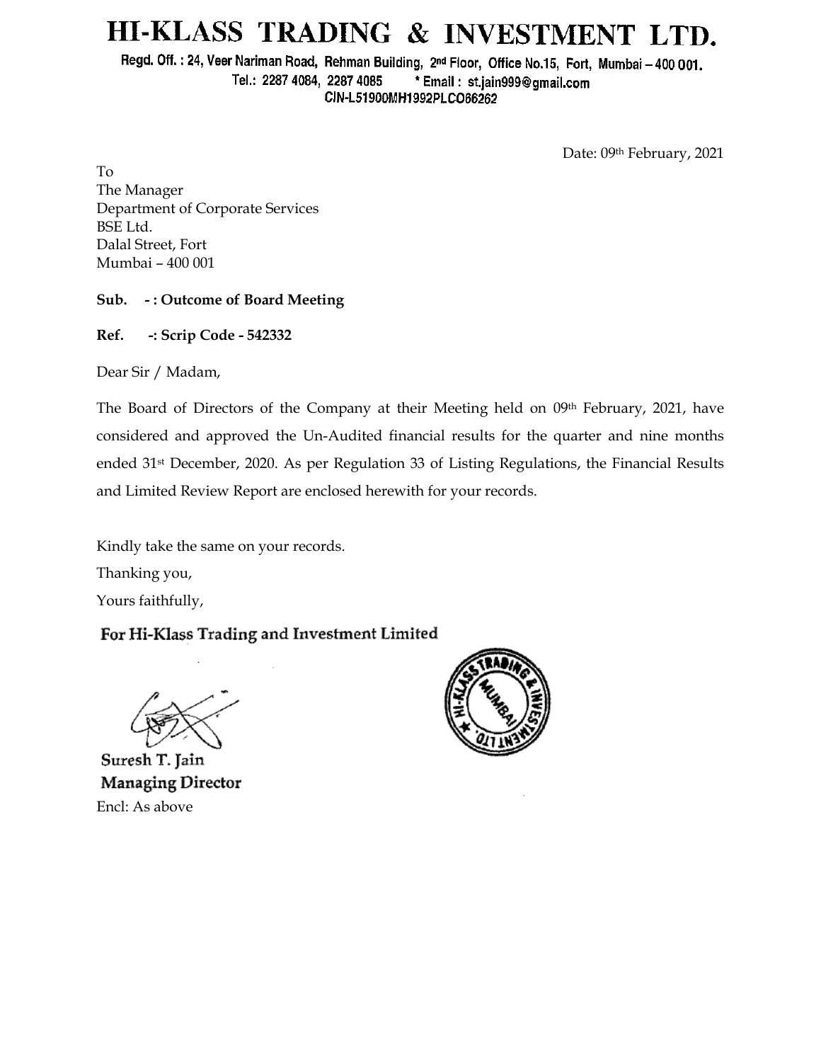# HI-KLASS TRADING & INVESTMENT LTD.

Regd. Off. : 24, Veer Nariman Road, Rehman Building, 2nd Floor, Office No.15, Fort, Mumbai – 400 001.
Tel.: 2287 4084, 2287 4085 * Email : st.jain999@gmail.com
CIN-L51900MH1992PLCO66262

Date: 09th February, 2021

To
The Manager
Department of Corporate Services
BSE Ltd.
Dalal Street, Fort
Mumbai – 400 001

**Sub. - : Outcome of Board Meeting**

**Ref. -: Scrip Code - 542332**

Dear Sir / Madam,

The Board of Directors of the Company at their Meeting held on 09th February, 2021, have considered and approved the Un-Audited financial results for the quarter and nine months ended 31st December, 2020. As per Regulation 33 of Listing Regulations, the Financial Results and Limited Review Report are enclosed herewith for your records.

Kindly take the same on your records.

Thanking you,

Yours faithfully,

**For Hi-Klass Trading and Investment Limited**

**Suresh T. Jain**
**Managing Director**

Encl: As above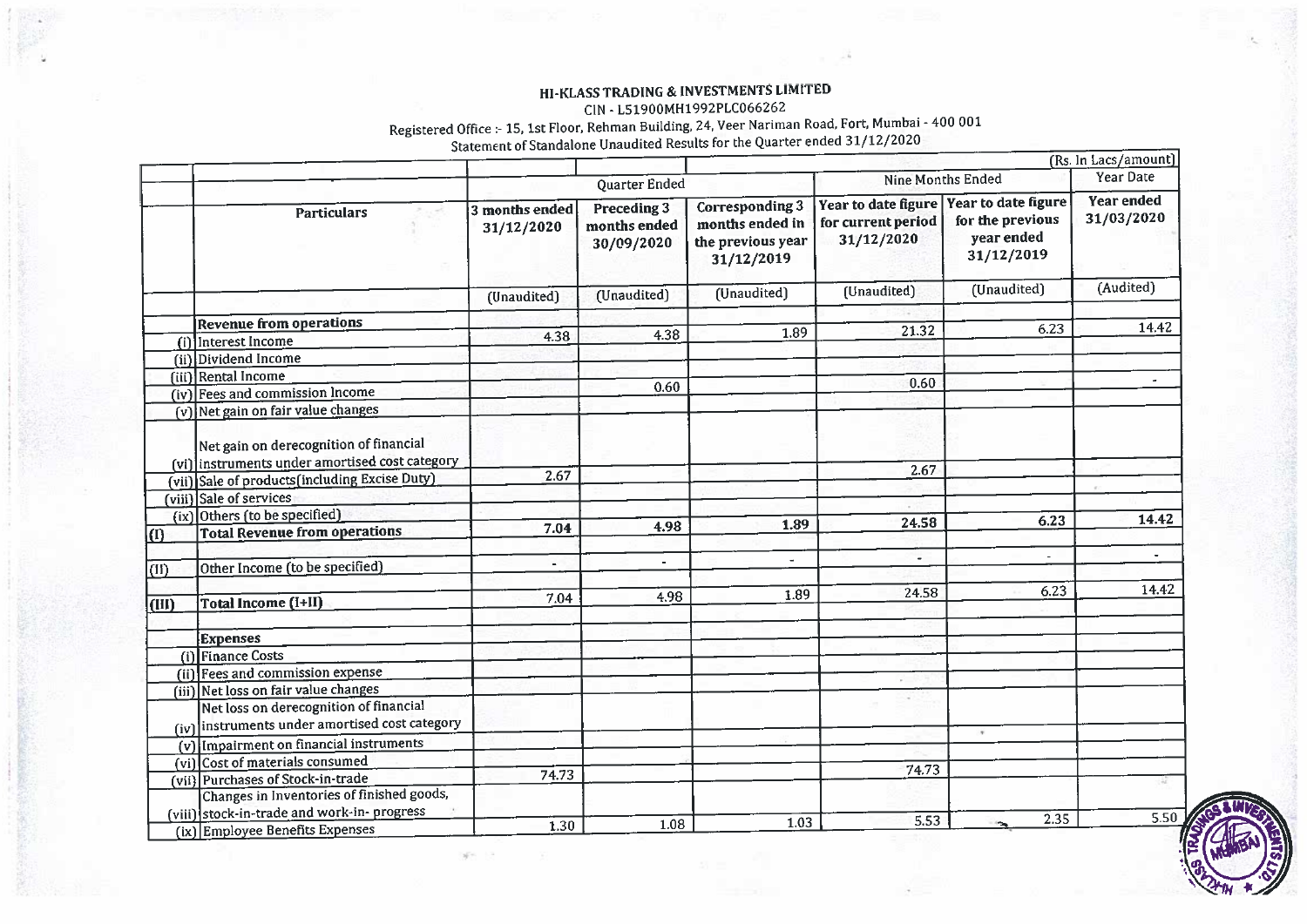# HI-KLASS TRADING & INVESTMENTS LIMITED

CIN - L51900MH1992PLC066262

Registered Office :- 15, 1st Floor, Rehman Building, 24, Veer Nariman Road, Fort, Mumbai - 400 001

Statement of Standalone Unaudited Results for the Quarter ended 31/12/2020

(Rs. In Lacs/amount)

| | | Quarter Ended | | | Nine Months Ended | | Year Date |
|---|---|---|---|---|---|---|---|
| | Particulars | 3 months ended 31/12/2020 | Preceding 3 months ended 30/09/2020 | Corresponding 3 months ended in the previous year 31/12/2019 | Year to date figure for current period 31/12/2020 | Year to date figure for the previous year ended 31/12/2019 | Year ended 31/03/2020 |
| | | (Unaudited) | (Unaudited) | (Unaudited) | (Unaudited) | (Unaudited) | (Audited) |
| | **Revenue from operations** | | | | | | |
| (i) | Interest Income | 4.38 | 4.38 | 1.89 | 21.32 | 6.23 | 14.42 |
| (ii) | Dividend Income | | | | | | |
| (iii) | Rental Income | | | | | | |
| (iv) | Fees and commission Income | | 0.60 | | 0.60 | | - |
| (v) | Net gain on fair value changes | | | | | | |
| (vi) | Net gain on derecognition of financial instruments under amortised cost category | | | | | | |
| (vii) | Sale of products(including Excise Duty) | 2.67 | | | 2.67 | | |
| (viii) | Sale of services | | | | | | |
| (ix) | Others (to be specified) | | | | | | |
| (I) | **Total Revenue from operations** | 7.04 | 4.98 | 1.89 | 24.58 | 6.23 | 14.42 |
| (II) | Other Income (to be specified) | - | - | - | - | - | - |
| (III) | **Total Income (I+II)** | 7.04 | 4.98 | 1.89 | 24.58 | 6.23 | 14.42 |
| | **Expenses** | | | | | | |
| (i) | Finance Costs | | | | | | |
| (ii) | Fees and commission expense | | | | | | |
| (iii) | Net loss on fair value changes | | | | | | |
| (iv) | Net loss on derecognition of financial instruments under amortised cost category | | | | | | |
| (v) | Impairment on financial instruments | | | | | | |
| (vi) | Cost of materials consumed | | | | | | |
| (vii) | Purchases of Stock-in-trade | 74.73 | | | 74.73 | | |
| (viii) | Changes in Inventories of finished goods, stock-in-trade and work-in- progress | | | | | | |
| (ix) | Employee Benefits Expenses | 1.30 | 1.08 | 1.03 | 5.53 | 2.35 | 5.50 |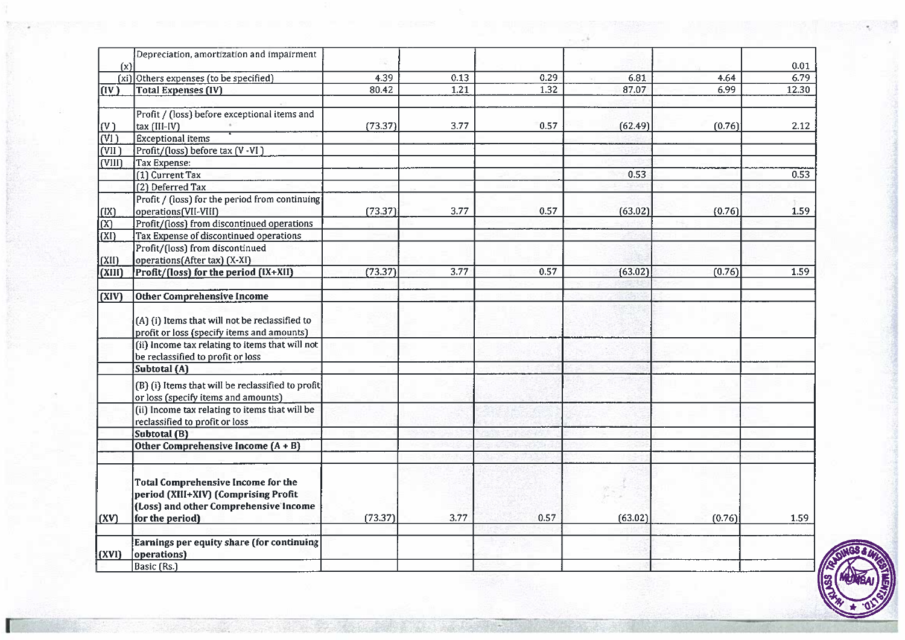| | | | | | | | |
|---|---|---|---|---|---|---|---|
| (x) | Depreciation, amortization and impairment | | | | | | 0.01 |
| (xi) | Others expenses (to be specified) | 4.39 | 0.13 | 0.29 | 6.81 | 4.64 | 6.79 |
| (IV) | **Total Expenses (IV)** | 80.42 | 1.21 | 1.32 | 87.07 | 6.99 | 12.30 |
| | | | | | | | |
| (V) | Profit / (loss) before exceptional items and tax (III-IV) | (73.37) | 3.77 | 0.57 | (62.49) | (0.76) | 2.12 |
| (VI) | Exceptional items | | | | | | |
| (VII) | Profit/(loss) before tax (V -VI) | | | | | | |
| (VIII) | Tax Expense: | | | | | | |
| | (1) Current Tax | | | | 0.53 | | 0.53 |
| | (2) Deferred Tax | | | | | | |
| (IX) | Profit / (loss) for the period from continuing operations(VII-VIII) | (73.37) | 3.77 | 0.57 | (63.02) | (0.76) | 1.59 |
| (X) | Profit/(loss) from discontinued operations | | | | | | |
| (XI) | Tax Expense of discontinued operations | | | | | | |
| (XII) | Profit/(loss) from discontinued operations(After tax) (X-XI) | | | | | | |
| (XIII) | **Profit/(loss) for the period (IX+XII)** | (73.37) | 3.77 | 0.57 | (63.02) | (0.76) | 1.59 |
| | | | | | | | |
| (XIV) | **Other Comprehensive Income** | | | | | | |
| | (A) (i) Items that will not be reclassified to profit or loss (specify items and amounts) | | | | | | |
| | (ii) Income tax relating to items that will not be reclassified to profit or loss | | | | | | |
| | **Subtotal (A)** | | | | | | |
| | (B) (i) Items that will be reclassified to profit or loss (specify items and amounts) | | | | | | |
| | (ii) Income tax relating to items that will be reclassified to profit or loss | | | | | | |
| | **Subtotal (B)** | | | | | | |
| | **Other Comprehensive Income (A + B)** | | | | | | |
| | | | | | | | |
| (XV) | **Total Comprehensive Income for the period (XIII+XIV) (Comprising Profit (Loss) and other Comprehensive Income for the period)** | (73.37) | 3.77 | 0.57 | (63.02) | (0.76) | 1.59 |
| | | | | | | | |
| (XVI) | **Earnings per equity share (for continuing operations)** | | | | | | |
| | Basic (Rs.) | | | | | | |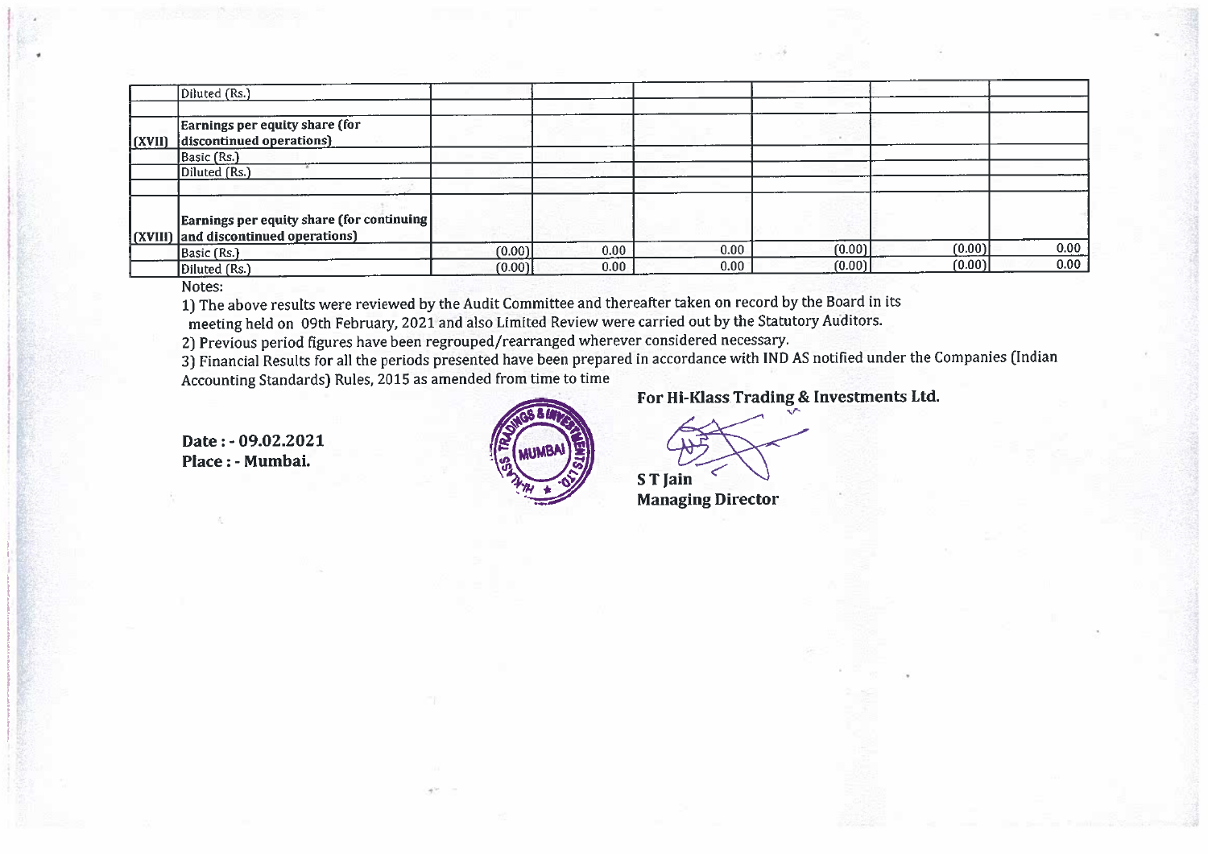| | | | | | | | |
|---|---|---|---|---|---|---|---|
| | Diluted (Rs.) | | | | | | |
| | | | | | | | |
| (XVII) | **Earnings per equity share (for discontinued operations)** | | | | | | |
| | Basic (Rs.) | | | | | | |
| | Diluted (Rs.) | | | | | | |
| | | | | | | | |
| (XVIII) | **Earnings per equity share (for continuing and discontinued operations)** | | | | | | |
| | Basic (Rs.) | (0.00) | 0.00 | 0.00 | (0.00) | (0.00) | 0.00 |
| | Diluted (Rs.) | (0.00) | 0.00 | 0.00 | (0.00) | (0.00) | 0.00 |

Notes:

1) The above results were reviewed by the Audit Committee and thereafter taken on record by the Board in its meeting held on 09th February, 2021 and also Limited Review were carried out by the Statutory Auditors.

2) Previous period figures have been regrouped/rearranged wherever considered necessary.

3) Financial Results for all the periods presented have been prepared in accordance with IND AS notified under the Companies (Indian Accounting Standards) Rules, 2015 as amended from time to time

**Date : - 09.02.2021**
**Place : - Mumbai.**

**For Hi-Klass Trading & Investments Ltd.**

**S T Jain**
**Managing Director**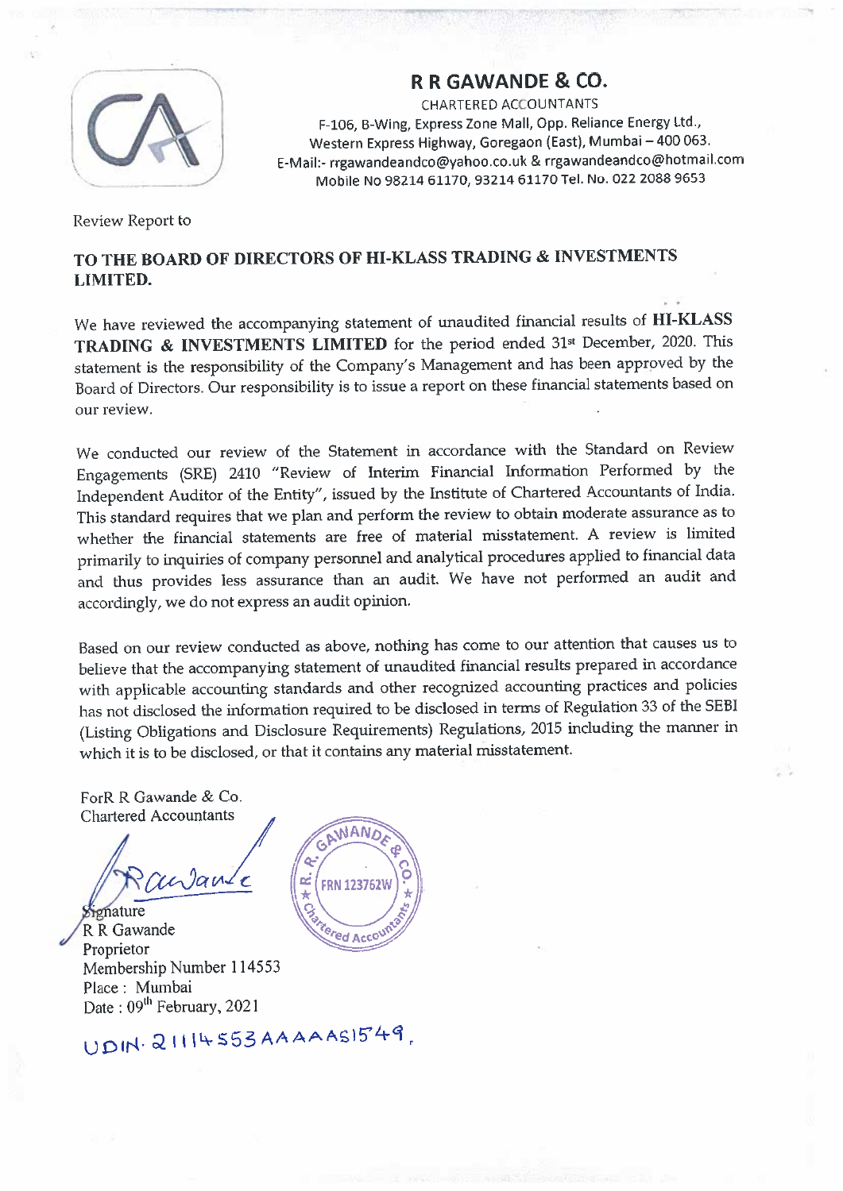# R R GAWANDE & CO.

CHARTERED ACCOUNTANTS
F-106, B-Wing, Express Zone Mall, Opp. Reliance Energy Ltd.,
Western Express Highway, Goregaon (East), Mumbai – 400 063.
E-Mail:- rrgawandeandco@yahoo.co.uk & rrgawandeandco@hotmail.com
Mobile No 98214 61170, 93214 61170 Tel. No. 022 2088 9653

Review Report to

## TO THE BOARD OF DIRECTORS OF HI-KLASS TRADING & INVESTMENTS LIMITED.

We have reviewed the accompanying statement of unaudited financial results of **HI-KLASS TRADING & INVESTMENTS LIMITED** for the period ended 31st December, 2020. This statement is the responsibility of the Company's Management and has been approved by the Board of Directors. Our responsibility is to issue a report on these financial statements based on our review.

We conducted our review of the Statement in accordance with the Standard on Review Engagements (SRE) 2410 "Review of Interim Financial Information Performed by the Independent Auditor of the Entity", issued by the Institute of Chartered Accountants of India. This standard requires that we plan and perform the review to obtain moderate assurance as to whether the financial statements are free of material misstatement. A review is limited primarily to inquiries of company personnel and analytical procedures applied to financial data and thus provides less assurance than an audit. We have not performed an audit and accordingly, we do not express an audit opinion.

Based on our review conducted as above, nothing has come to our attention that causes us to believe that the accompanying statement of unaudited financial results prepared in accordance with applicable accounting standards and other recognized accounting practices and policies has not disclosed the information required to be disclosed in terms of Regulation 33 of the SEBI (Listing Obligations and Disclosure Requirements) Regulations, 2015 including the manner in which it is to be disclosed, or that it contains any material misstatement.

ForR R Gawande & Co.
Chartered Accountants

R. R. GAWANDE & CO. FRN 123762W Chartered Accountants

Signature
R R Gawande
Proprietor
Membership Number 114553
Place : Mumbai
Date : 09th February, 2021

UDIN. 21114553AAAAAS1549.